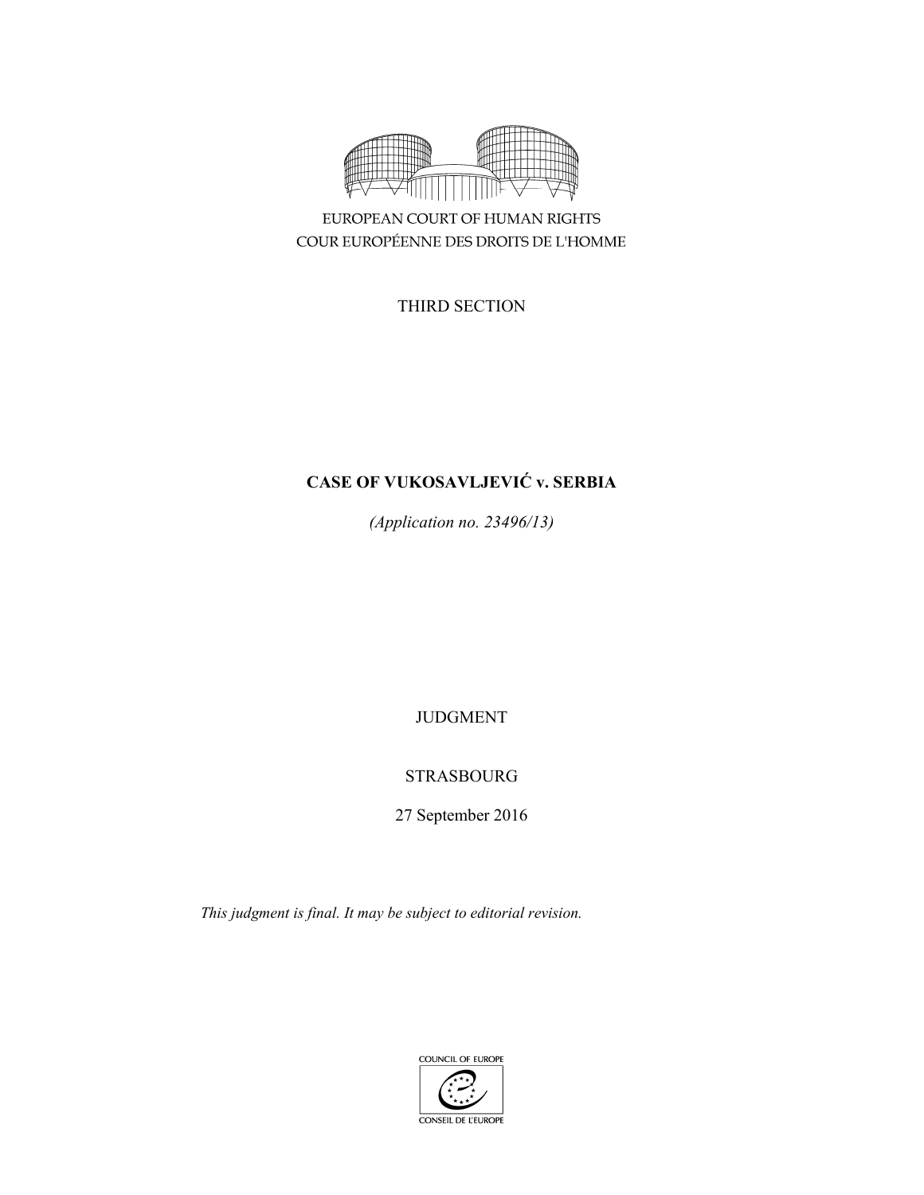EUROPEAN COURT OF HUMAN RIGHTS
COUR EUROPÉENNE DES DROITS DE L'HOMME

THIRD SECTION

# CASE OF VUKOSAVLJEVIĆ v. SERBIA

*(Application no. 23496/13)*

JUDGMENT

STRASBOURG

27 September 2016

*This judgment is final. It may be subject to editorial revision.*

COUNCIL OF EUROPE
CONSEIL DE L'EUROPE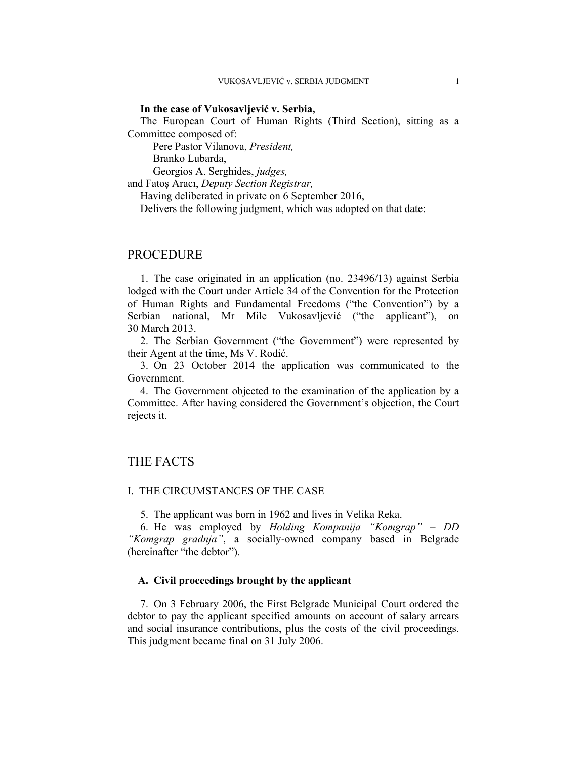**In the case of Vukosavljević v. Serbia,**

The European Court of Human Rights (Third Section), sitting as a Committee composed of:

Pere Pastor Vilanova, *President,*
Branko Lubarda,
Georgios A. Serghides, *judges,*
and Fatoş Aracı, *Deputy Section Registrar,*

Having deliberated in private on 6 September 2016,

Delivers the following judgment, which was adopted on that date:

# PROCEDURE

1. The case originated in an application (no. 23496/13) against Serbia lodged with the Court under Article 34 of the Convention for the Protection of Human Rights and Fundamental Freedoms ("the Convention") by a Serbian national, Mr Mile Vukosavljević ("the applicant"), on 30 March 2013.

2. The Serbian Government ("the Government") were represented by their Agent at the time, Ms V. Rodić.

3. On 23 October 2014 the application was communicated to the Government.

4. The Government objected to the examination of the application by a Committee. After having considered the Government's objection, the Court rejects it.

# THE FACTS

## I. THE CIRCUMSTANCES OF THE CASE

5. The applicant was born in 1962 and lives in Velika Reka.

6. He was employed by *Holding Kompanija "Komgrap" – DD "Komgrap gradnja"*, a socially-owned company based in Belgrade (hereinafter "the debtor").

### A. Civil proceedings brought by the applicant

7. On 3 February 2006, the First Belgrade Municipal Court ordered the debtor to pay the applicant specified amounts on account of salary arrears and social insurance contributions, plus the costs of the civil proceedings. This judgment became final on 31 July 2006.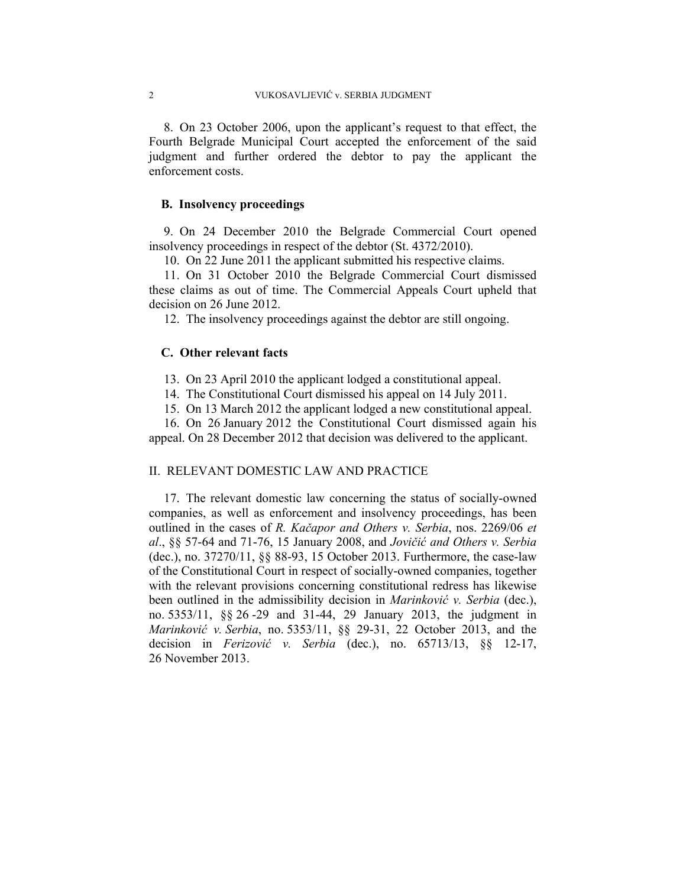8. On 23 October 2006, upon the applicant's request to that effect, the Fourth Belgrade Municipal Court accepted the enforcement of the said judgment and further ordered the debtor to pay the applicant the enforcement costs.

### B. Insolvency proceedings

9. On 24 December 2010 the Belgrade Commercial Court opened insolvency proceedings in respect of the debtor (St. 4372/2010).

10. On 22 June 2011 the applicant submitted his respective claims.

11. On 31 October 2010 the Belgrade Commercial Court dismissed these claims as out of time. The Commercial Appeals Court upheld that decision on 26 June 2012.

12. The insolvency proceedings against the debtor are still ongoing.

### C. Other relevant facts

13. On 23 April 2010 the applicant lodged a constitutional appeal.

14. The Constitutional Court dismissed his appeal on 14 July 2011.

15. On 13 March 2012 the applicant lodged a new constitutional appeal.

16. On 26 January 2012 the Constitutional Court dismissed again his appeal. On 28 December 2012 that decision was delivered to the applicant.

## II. RELEVANT DOMESTIC LAW AND PRACTICE

17. The relevant domestic law concerning the status of socially-owned companies, as well as enforcement and insolvency proceedings, has been outlined in the cases of *R. Kačapor and Others v. Serbia*, nos. 2269/06 *et al*., §§ 57-64 and 71-76, 15 January 2008, and *Jovičić and Others v. Serbia* (dec.), no. 37270/11, §§ 88-93, 15 October 2013. Furthermore, the case-law of the Constitutional Court in respect of socially-owned companies, together with the relevant provisions concerning constitutional redress has likewise been outlined in the admissibility decision in *Marinković v. Serbia* (dec.), no. 5353/11, §§ 26 -29 and 31-44, 29 January 2013, the judgment in *Marinković v. Serbia*, no. 5353/11, §§ 29-31, 22 October 2013, and the decision in *Ferizović v. Serbia* (dec.), no. 65713/13, §§ 12-17, 26 November 2013.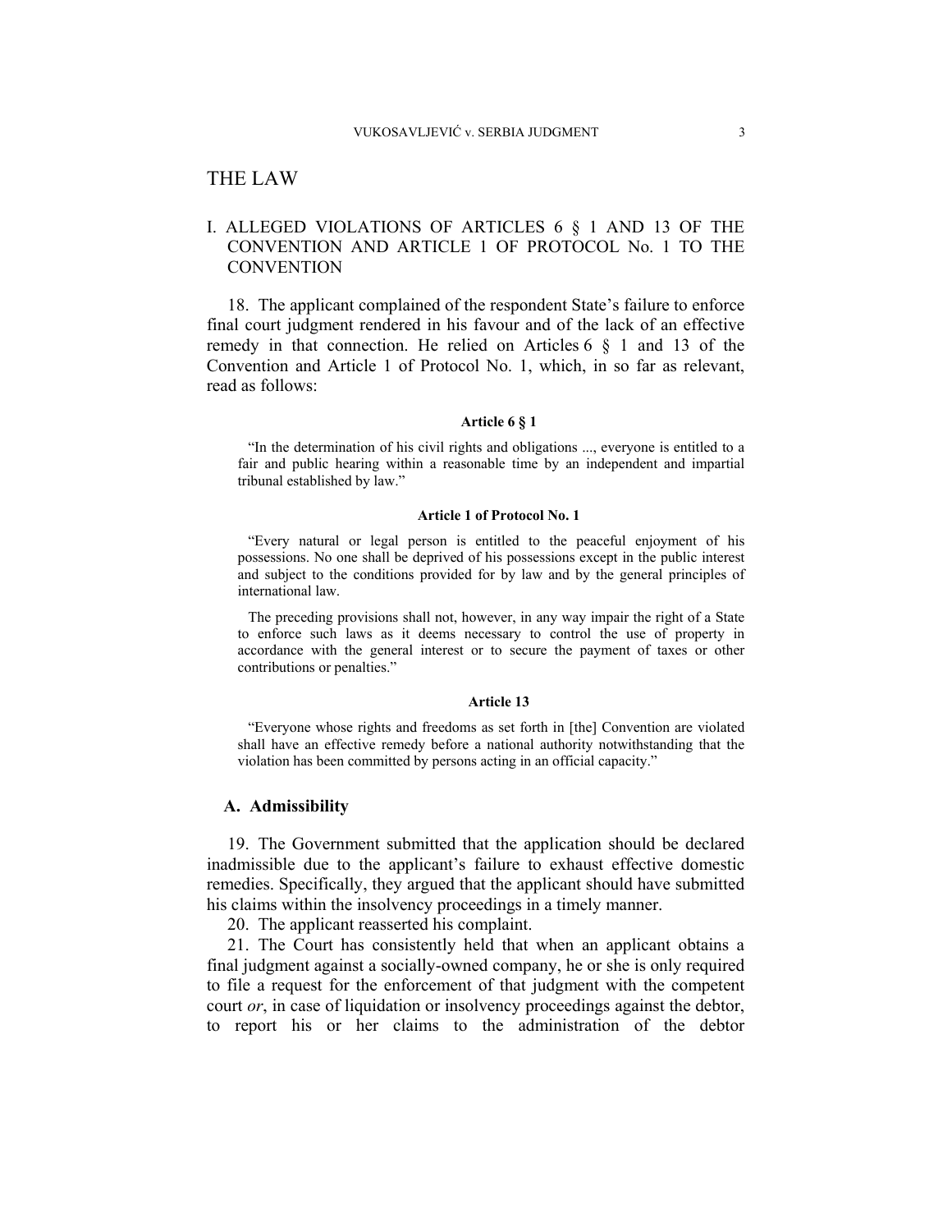# THE LAW

## I. ALLEGED VIOLATIONS OF ARTICLES 6 § 1 AND 13 OF THE CONVENTION AND ARTICLE 1 OF PROTOCOL No. 1 TO THE CONVENTION

18. The applicant complained of the respondent State's failure to enforce final court judgment rendered in his favour and of the lack of an effective remedy in that connection. He relied on Articles 6 § 1 and 13 of the Convention and Article 1 of Protocol No. 1, which, in so far as relevant, read as follows:

**Article 6 § 1**

> "In the determination of his civil rights and obligations ..., everyone is entitled to a fair and public hearing within a reasonable time by an independent and impartial tribunal established by law."

**Article 1 of Protocol No. 1**

> "Every natural or legal person is entitled to the peaceful enjoyment of his possessions. No one shall be deprived of his possessions except in the public interest and subject to the conditions provided for by law and by the general principles of international law.
>
> The preceding provisions shall not, however, in any way impair the right of a State to enforce such laws as it deems necessary to control the use of property in accordance with the general interest or to secure the payment of taxes or other contributions or penalties."

**Article 13**

> "Everyone whose rights and freedoms as set forth in [the] Convention are violated shall have an effective remedy before a national authority notwithstanding that the violation has been committed by persons acting in an official capacity."

### A. Admissibility

19. The Government submitted that the application should be declared inadmissible due to the applicant's failure to exhaust effective domestic remedies. Specifically, they argued that the applicant should have submitted his claims within the insolvency proceedings in a timely manner.

20. The applicant reasserted his complaint.

21. The Court has consistently held that when an applicant obtains a final judgment against a socially-owned company, he or she is only required to file a request for the enforcement of that judgment with the competent court *or*, in case of liquidation or insolvency proceedings against the debtor, to report his or her claims to the administration of the debtor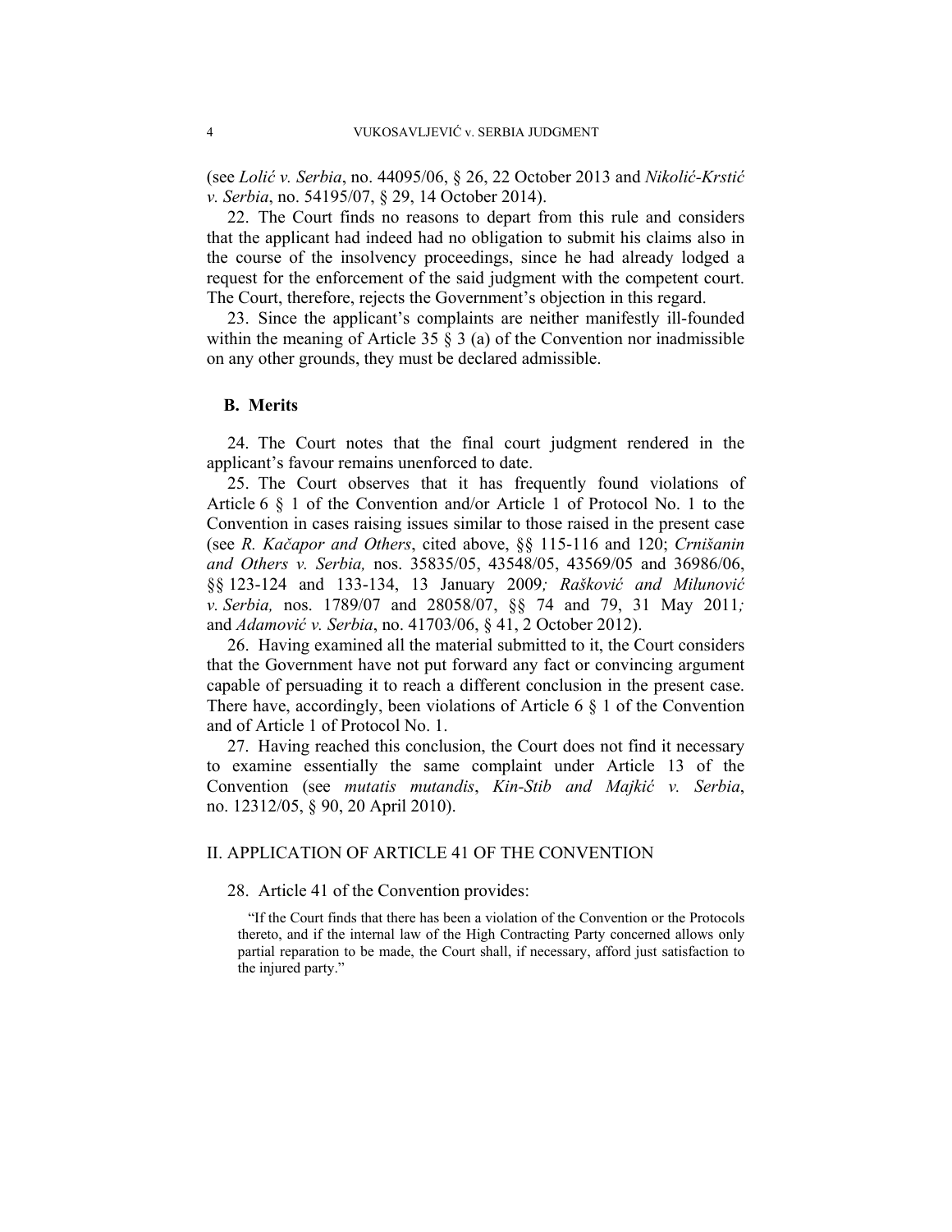(see *Lolić v. Serbia*, no. 44095/06, § 26, 22 October 2013 and *Nikolić-Krstić v. Serbia*, no. 54195/07, § 29, 14 October 2014).

22. The Court finds no reasons to depart from this rule and considers that the applicant had indeed had no obligation to submit his claims also in the course of the insolvency proceedings, since he had already lodged a request for the enforcement of the said judgment with the competent court. The Court, therefore, rejects the Government's objection in this regard.

23. Since the applicant's complaints are neither manifestly ill-founded within the meaning of Article 35 § 3 (a) of the Convention nor inadmissible on any other grounds, they must be declared admissible.

### B. Merits

24. The Court notes that the final court judgment rendered in the applicant's favour remains unenforced to date.

25. The Court observes that it has frequently found violations of Article 6 § 1 of the Convention and/or Article 1 of Protocol No. 1 to the Convention in cases raising issues similar to those raised in the present case (see *R. Kačapor and Others*, cited above, §§ 115-116 and 120; *Crnišanin and Others v. Serbia,* nos. 35835/05, 43548/05, 43569/05 and 36986/06, §§ 123-124 and 133-134, 13 January 2009*; Rašković and Milunović v. Serbia,* nos. 1789/07 and 28058/07, §§ 74 and 79, 31 May 2011*;* and *Adamović v. Serbia*, no. 41703/06, § 41, 2 October 2012).

26. Having examined all the material submitted to it, the Court considers that the Government have not put forward any fact or convincing argument capable of persuading it to reach a different conclusion in the present case. There have, accordingly, been violations of Article 6 § 1 of the Convention and of Article 1 of Protocol No. 1.

27. Having reached this conclusion, the Court does not find it necessary to examine essentially the same complaint under Article 13 of the Convention (see *mutatis mutandis*, *Kin-Stib and Majkić v. Serbia*, no. 12312/05, § 90, 20 April 2010).

## II. APPLICATION OF ARTICLE 41 OF THE CONVENTION

28. Article 41 of the Convention provides:

> "If the Court finds that there has been a violation of the Convention or the Protocols thereto, and if the internal law of the High Contracting Party concerned allows only partial reparation to be made, the Court shall, if necessary, afford just satisfaction to the injured party."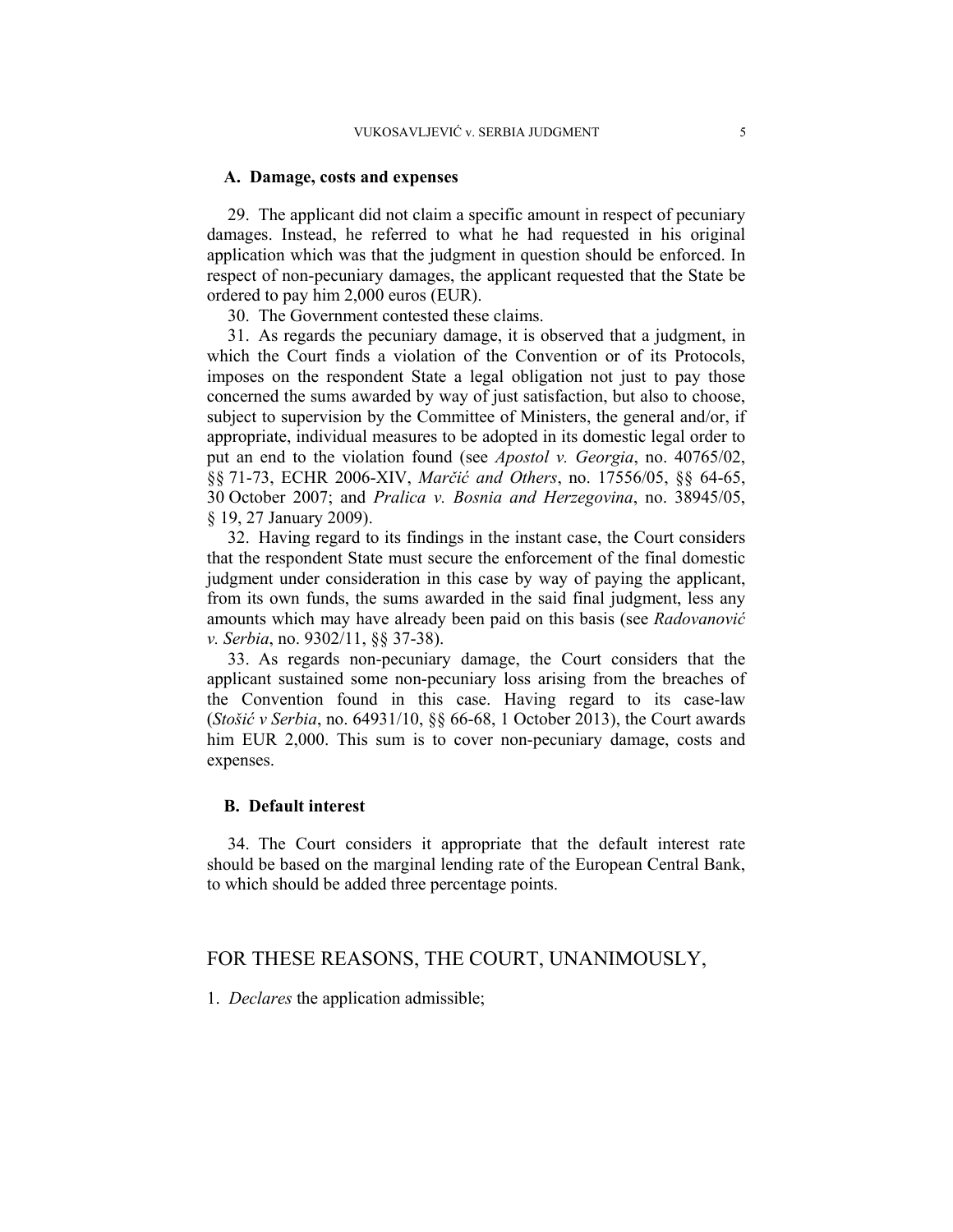### A. Damage, costs and expenses

29. The applicant did not claim a specific amount in respect of pecuniary damages. Instead, he referred to what he had requested in his original application which was that the judgment in question should be enforced. In respect of non-pecuniary damages, the applicant requested that the State be ordered to pay him 2,000 euros (EUR).

30. The Government contested these claims.

31. As regards the pecuniary damage, it is observed that a judgment, in which the Court finds a violation of the Convention or of its Protocols, imposes on the respondent State a legal obligation not just to pay those concerned the sums awarded by way of just satisfaction, but also to choose, subject to supervision by the Committee of Ministers, the general and/or, if appropriate, individual measures to be adopted in its domestic legal order to put an end to the violation found (see *Apostol v. Georgia*, no. 40765/02, §§ 71-73, ECHR 2006-XIV, *Marčić and Others*, no. 17556/05, §§ 64-65, 30 October 2007; and *Pralica v. Bosnia and Herzegovina*, no. 38945/05, § 19, 27 January 2009).

32. Having regard to its findings in the instant case, the Court considers that the respondent State must secure the enforcement of the final domestic judgment under consideration in this case by way of paying the applicant, from its own funds, the sums awarded in the said final judgment, less any amounts which may have already been paid on this basis (see *Radovanović v. Serbia*, no. 9302/11, §§ 37-38).

33. As regards non-pecuniary damage, the Court considers that the applicant sustained some non-pecuniary loss arising from the breaches of the Convention found in this case. Having regard to its case-law (*Stošić v Serbia*, no. 64931/10, §§ 66-68, 1 October 2013), the Court awards him EUR 2,000. This sum is to cover non-pecuniary damage, costs and expenses.

### B. Default interest

34. The Court considers it appropriate that the default interest rate should be based on the marginal lending rate of the European Central Bank, to which should be added three percentage points.

## FOR THESE REASONS, THE COURT, UNANIMOUSLY,

1. *Declares* the application admissible;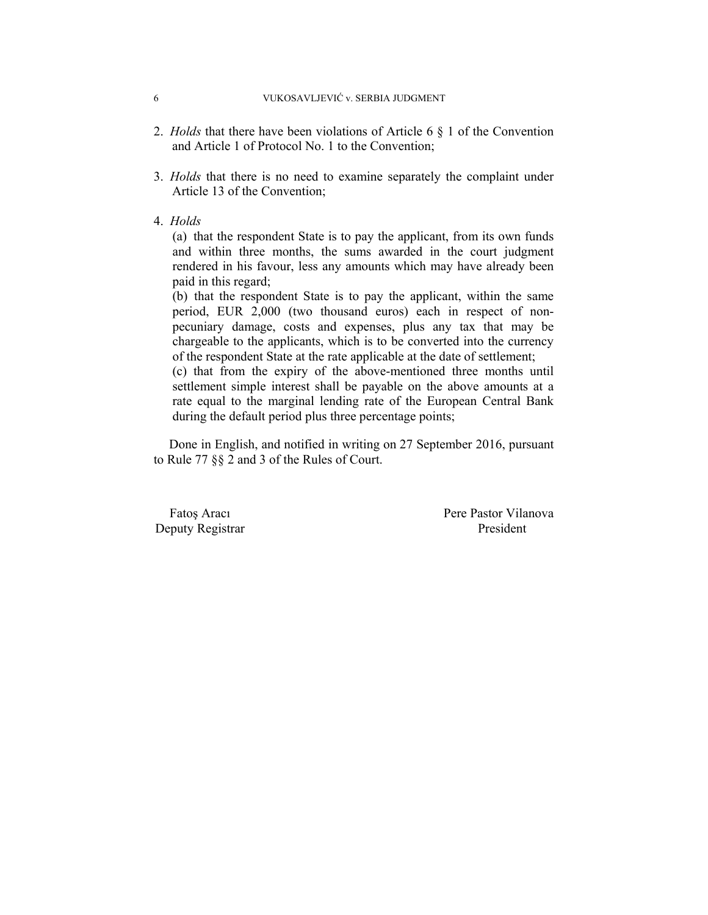2. *Holds* that there have been violations of Article 6 § 1 of the Convention and Article 1 of Protocol No. 1 to the Convention;

3. *Holds* that there is no need to examine separately the complaint under Article 13 of the Convention;

4. *Holds*

(a) that the respondent State is to pay the applicant, from its own funds and within three months, the sums awarded in the court judgment rendered in his favour, less any amounts which may have already been paid in this regard;

(b) that the respondent State is to pay the applicant, within the same period, EUR 2,000 (two thousand euros) each in respect of non-pecuniary damage, costs and expenses, plus any tax that may be chargeable to the applicants, which is to be converted into the currency of the respondent State at the rate applicable at the date of settlement;

(c) that from the expiry of the above-mentioned three months until settlement simple interest shall be payable on the above amounts at a rate equal to the marginal lending rate of the European Central Bank during the default period plus three percentage points;

Done in English, and notified in writing on 27 September 2016, pursuant to Rule 77 §§ 2 and 3 of the Rules of Court.

Fatoş Aracı
Deputy Registrar

Pere Pastor Vilanova
President